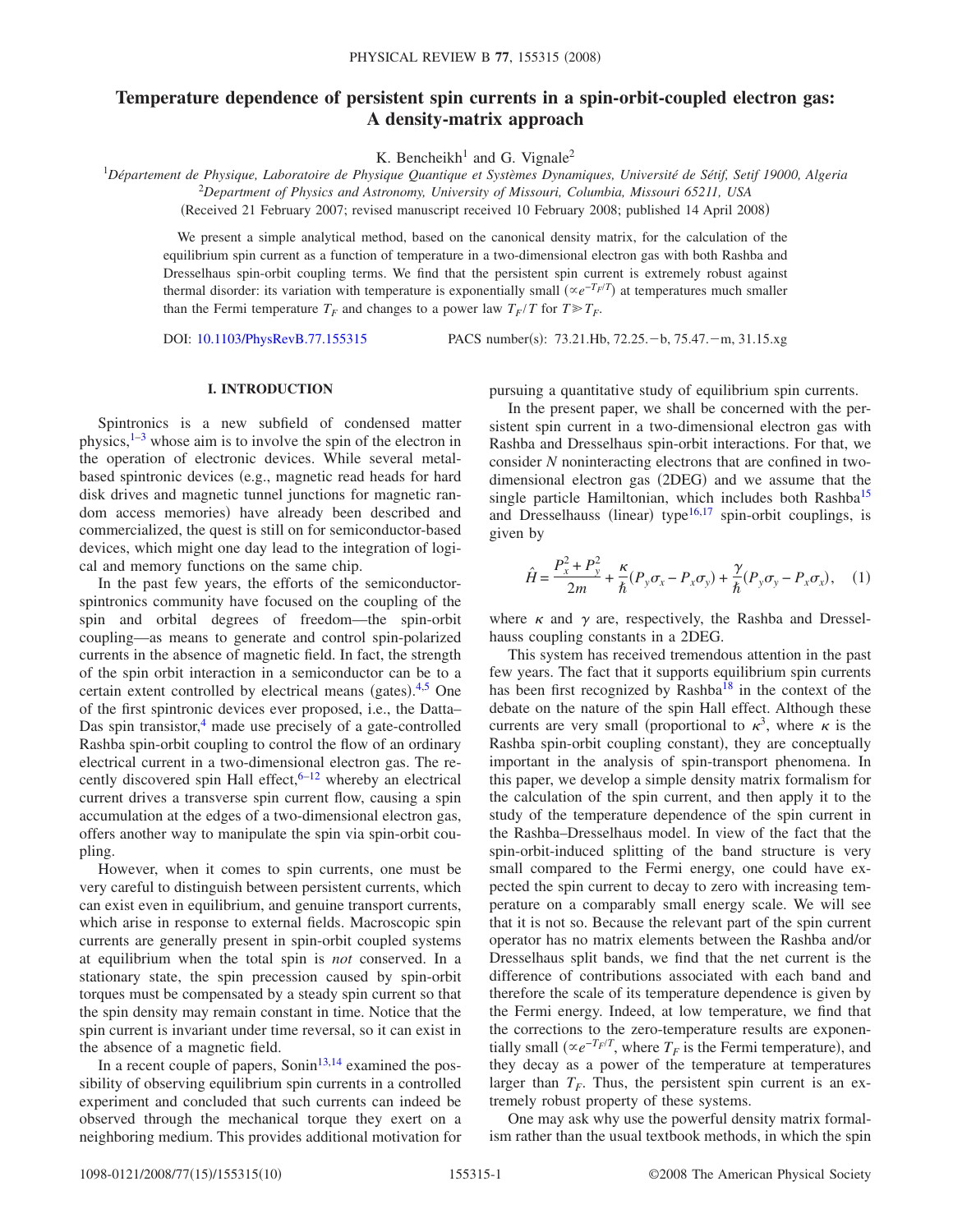# Temperature dependence of persistent spin currents in a spin-orbit-coupled electron gas: A density-matrix approach

K. Bencheikh[1] and G. Vignale[2]

[1]*Département de Physique, Laboratoire de Physique Quantique et Systèmes Dynamiques, Université de Sétif, Setif 19000, Algeria*
[2]*Department of Physics and Astronomy, University of Missouri, Columbia, Missouri 65211, USA*

(Received 21 February 2007; revised manuscript received 10 February 2008; published 14 April 2008)

We present a simple analytical method, based on the canonical density matrix, for the calculation of the equilibrium spin current as a function of temperature in a two-dimensional electron gas with both Rashba and Dresselhaus spin-orbit coupling terms. We find that the persistent spin current is extremely robust against thermal disorder: its variation with temperature is exponentially small ($\propto e^{-T_F/T}$) at temperatures much smaller than the Fermi temperature $T_F$ and changes to a power law $T_F/T$ for $T \gg T_F$.

DOI: 10.1103/PhysRevB.77.155315 PACS number(s): 73.21.Hb, 72.25.−b, 75.47.−m, 31.15.xg

## I. INTRODUCTION

Spintronics is a new subfield of condensed matter physics,[1–3] whose aim is to involve the spin of the electron in the operation of electronic devices. While several metal-based spintronic devices (e.g., magnetic read heads for hard disk drives and magnetic tunnel junctions for magnetic random access memories) have already been described and commercialized, the quest is still on for semiconductor-based devices, which might one day lead to the integration of logical and memory functions on the same chip.

In the past few years, the efforts of the semiconductor-spintronics community have focused on the coupling of the spin and orbital degrees of freedom—the spin-orbit coupling—as means to generate and control spin-polarized currents in the absence of magnetic field. In fact, the strength of the spin orbit interaction in a semiconductor can be to a certain extent controlled by electrical means (gates).[4,5] One of the first spintronic devices ever proposed, i.e., the Datta–Das spin transistor,[4] made use precisely of a gate-controlled Rashba spin-orbit coupling to control the flow of an ordinary electrical current in a two-dimensional electron gas. The recently discovered spin Hall effect,[6–12] whereby an electrical current drives a transverse spin current flow, causing a spin accumulation at the edges of a two-dimensional electron gas, offers another way to manipulate the spin via spin-orbit coupling.

However, when it comes to spin currents, one must be very careful to distinguish between persistent currents, which can exist even in equilibrium, and genuine transport currents, which arise in response to external fields. Macroscopic spin currents are generally present in spin-orbit coupled systems at equilibrium when the total spin is *not* conserved. In a stationary state, the spin precession caused by spin-orbit torques must be compensated by a steady spin current so that the spin density may remain constant in time. Notice that the spin current is invariant under time reversal, so it can exist in the absence of a magnetic field.

In a recent couple of papers, Sonin[13,14] examined the possibility of observing equilibrium spin currents in a controlled experiment and concluded that such currents can indeed be observed through the mechanical torque they exert on a neighboring medium. This provides additional motivation for pursuing a quantitative study of equilibrium spin currents.

In the present paper, we shall be concerned with the persistent spin current in a two-dimensional electron gas with Rashba and Dresselhaus spin-orbit interactions. For that, we consider $N$ noninteracting electrons that are confined in two-dimensional electron gas (2DEG) and we assume that the single particle Hamiltonian, which includes both Rashba[15] and Dresselhauss (linear) type[16,17] spin-orbit couplings, is given by

$$\hat{H} = \frac{P_x^2 + P_y^2}{2m} + \frac{\kappa}{\hbar}(P_y\sigma_x - P_x\sigma_y) + \frac{\gamma}{\hbar}(P_y\sigma_y - P_x\sigma_x), \quad (1)$$

where $\kappa$ and $\gamma$ are, respectively, the Rashba and Dresselhauss coupling constants in a 2DEG.

This system has received tremendous attention in the past few years. The fact that it supports equilibrium spin currents has been first recognized by Rashba[18] in the context of the debate on the nature of the spin Hall effect. Although these currents are very small (proportional to $\kappa^3$, where $\kappa$ is the Rashba spin-orbit coupling constant), they are conceptually important in the analysis of spin-transport phenomena. In this paper, we develop a simple density matrix formalism for the calculation of the spin current, and then apply it to the study of the temperature dependence of the spin current in the Rashba–Dresselhaus model. In view of the fact that the spin-orbit-induced splitting of the band structure is very small compared to the Fermi energy, one could have expected the spin current to decay to zero with increasing temperature on a comparably small energy scale. We will see that it is not so. Because the relevant part of the spin current operator has no matrix elements between the Rashba and/or Dresselhaus split bands, we find that the net current is the difference of contributions associated with each band and therefore the scale of its temperature dependence is given by the Fermi energy. Indeed, at low temperature, we find that the corrections to the zero-temperature results are exponentially small ($\propto e^{-T_F/T}$, where $T_F$ is the Fermi temperature), and they decay as a power of the temperature at temperatures larger than $T_F$. Thus, the persistent spin current is an extremely robust property of these systems.

One may ask why use the powerful density matrix formalism rather than the usual textbook methods, in which the spin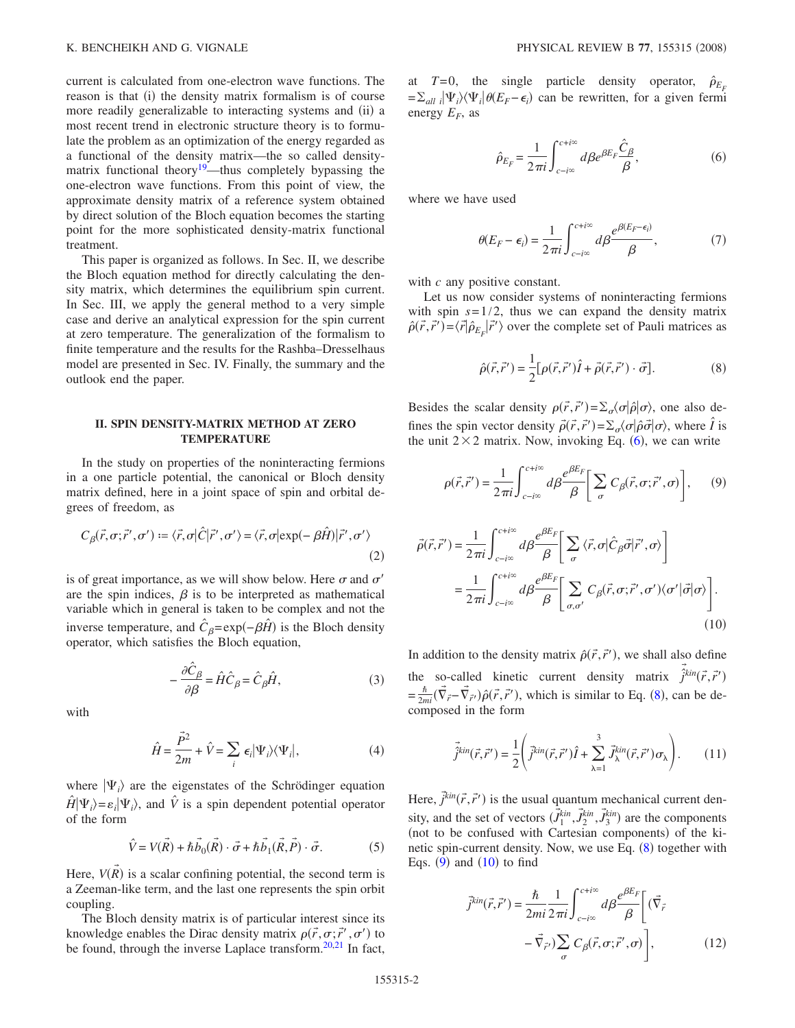current is calculated from one-electron wave functions. The reason is that (i) the density matrix formalism is of course more readily generalizable to interacting systems and (ii) a most recent trend in electronic structure theory is to formulate the problem as an optimization of the energy regarded as a functional of the density matrix—the so called density-matrix functional theory[19]—thus completely bypassing the one-electron wave functions. From this point of view, the approximate density matrix of a reference system obtained by direct solution of the Bloch equation becomes the starting point for the more sophisticated density-matrix functional treatment.

This paper is organized as follows. In Sec. II, we describe the Bloch equation method for directly calculating the density matrix, which determines the equilibrium spin current. In Sec. III, we apply the general method to a very simple case and derive an analytical expression for the spin current at zero temperature. The generalization of the formalism to finite temperature and the results for the Rashba–Dresselhaus model are presented in Sec. IV. Finally, the summary and the outlook end the paper.

## II. SPIN DENSITY-MATRIX METHOD AT ZERO TEMPERATURE

In the study on properties of the noninteracting fermions in a one particle potential, the canonical or Bloch density matrix defined, here in a joint space of spin and orbital degrees of freedom, as

$$C_\beta(\vec{r},\sigma;\vec{r}',\sigma') \coloneqq \langle \vec{r},\sigma|\hat{C}|\vec{r}',\sigma'\rangle = \langle \vec{r},\sigma|\exp(-\beta\hat{H})|\vec{r}',\sigma'\rangle \tag{2}$$

is of great importance, as we will show below. Here $\sigma$ and $\sigma'$ are the spin indices, $\beta$ is to be interpreted as mathematical variable which in general is taken to be complex and not the inverse temperature, and $\hat{C}_\beta = \exp(-\beta\hat{H})$ is the Bloch density operator, which satisfies the Bloch equation,

$$-\frac{\partial \hat{C}_\beta}{\partial \beta} = \hat{H}\hat{C}_\beta = \hat{C}_\beta\hat{H}, \tag{3}$$

with

$$\hat{H} = \frac{\vec{P}^2}{2m} + \hat{V} = \sum_i \epsilon_i |\Psi_i\rangle\langle\Psi_i|, \tag{4}$$

where $|\Psi_i\rangle$ are the eigenstates of the Schrödinger equation $\hat{H}|\Psi_i\rangle = \varepsilon_i|\Psi_i\rangle$, and $\hat{V}$ is a spin dependent potential operator of the form

$$\hat{V} = V(\vec{R}) + \hbar\vec{b}_0(\vec{R})\cdot\vec{\sigma} + \hbar\vec{b}_1(\vec{R},\vec{P})\cdot\vec{\sigma}. \tag{5}$$

Here, $V(\vec{R})$ is a scalar confining potential, the second term is a Zeeman-like term, and the last one represents the spin orbit coupling.

The Bloch density matrix is of particular interest since its knowledge enables the Dirac density matrix $\rho(\vec{r},\sigma;\vec{r}',\sigma')$ to be found, through the inverse Laplace transform.[20,21] In fact, at $T=0$, the single particle density operator, $\hat{\rho}_{E_F} = \sum_{all\ i}|\Psi_i\rangle\langle\Psi_i|\theta(E_F-\epsilon_i)$ can be rewritten, for a given fermi energy $E_F$, as

$$\hat{\rho}_{E_F} = \frac{1}{2\pi i}\int_{c-i\infty}^{c+i\infty} d\beta e^{\beta E_F}\frac{\hat{C}_\beta}{\beta}, \tag{6}$$

where we have used

$$\theta(E_F-\epsilon_i) = \frac{1}{2\pi i}\int_{c-i\infty}^{c+i\infty} d\beta \frac{e^{\beta(E_F-\epsilon_i)}}{\beta}, \tag{7}$$

with $c$ any positive constant.

Let us now consider systems of noninteracting fermions with spin $s=1/2$, thus we can expand the density matrix $\hat{\rho}(\vec{r},\vec{r}') = \langle\vec{r}|\hat{\rho}_{E_F}|\vec{r}'\rangle$ over the complete set of Pauli matrices as

$$\hat{\rho}(\vec{r},\vec{r}') = \frac{1}{2}[\rho(\vec{r},\vec{r}')\hat{I} + \vec{\rho}(\vec{r},\vec{r}')\cdot\vec{\sigma}]. \tag{8}$$

Besides the scalar density $\rho(\vec{r},\vec{r}') = \sum_\sigma\langle\sigma|\hat{\rho}|\sigma\rangle$, one also defines the spin vector density $\vec{\rho}(\vec{r},\vec{r}') = \sum_\sigma\langle\sigma|\hat{\rho}\vec{\sigma}|\sigma\rangle$, where $\hat{I}$ is the unit $2\times 2$ matrix. Now, invoking Eq. (6), we can write

$$\rho(\vec{r},\vec{r}') = \frac{1}{2\pi i}\int_{c-i\infty}^{c+i\infty} d\beta\frac{e^{\beta E_F}}{\beta}\left[\sum_\sigma C_\beta(\vec{r},\sigma;\vec{r}',\sigma)\right], \tag{9}$$

$$\begin{aligned}\vec{\rho}(\vec{r},\vec{r}') &= \frac{1}{2\pi i}\int_{c-i\infty}^{c+i\infty} d\beta\frac{e^{\beta E_F}}{\beta}\left[\sum_\sigma\langle\vec{r},\sigma|\hat{C}_\beta\vec{\sigma}|\vec{r}',\sigma\rangle\right] \\ &= \frac{1}{2\pi i}\int_{c-i\infty}^{c+i\infty} d\beta\frac{e^{\beta E_F}}{\beta}\left[\sum_{\sigma,\sigma'} C_\beta(\vec{r},\sigma;\vec{r}',\sigma')\langle\sigma'|\vec{\sigma}|\sigma\rangle\right].\end{aligned} \tag{10}$$

In addition to the density matrix $\hat{\rho}(\vec{r},\vec{r}')$, we shall also define the so-called kinetic current density matrix $\hat{\vec{j}}^{kin}(\vec{r},\vec{r}') = \frac{\hbar}{2mi}(\vec{\nabla}_{\vec{r}} - \vec{\nabla}_{\vec{r}'})\hat{\rho}(\vec{r},\vec{r}')$, which is similar to Eq. (8), can be decomposed in the form

$$\hat{\vec{j}}^{kin}(\vec{r},\vec{r}') = \frac{1}{2}\left(\vec{j}^{kin}(\vec{r},\vec{r}')\hat{I} + \sum_{\lambda=1}^{3}\vec{J}_\lambda^{kin}(\vec{r},\vec{r}')\sigma_\lambda\right). \tag{11}$$

Here, $\vec{j}^{kin}(\vec{r},\vec{r}')$ is the usual quantum mechanical current density, and the set of vectors $(\vec{J}_1^{kin},\vec{J}_2^{kin},\vec{J}_3^{kin})$ are the components (not to be confused with Cartesian components) of the kinetic spin-current density. Now, we use Eq. (8) together with Eqs. (9) and (10) to find

$$\vec{j}^{kin}(\vec{r},\vec{r}') = \frac{\hbar}{2mi}\frac{1}{2\pi i}\int_{c-i\infty}^{c+i\infty} d\beta\frac{e^{\beta E_F}}{\beta}\left[(\vec{\nabla}_{\vec{r}} - \vec{\nabla}_{\vec{r}'})\sum_\sigma C_\beta(\vec{r},\sigma;\vec{r}',\sigma)\right], \tag{12}$$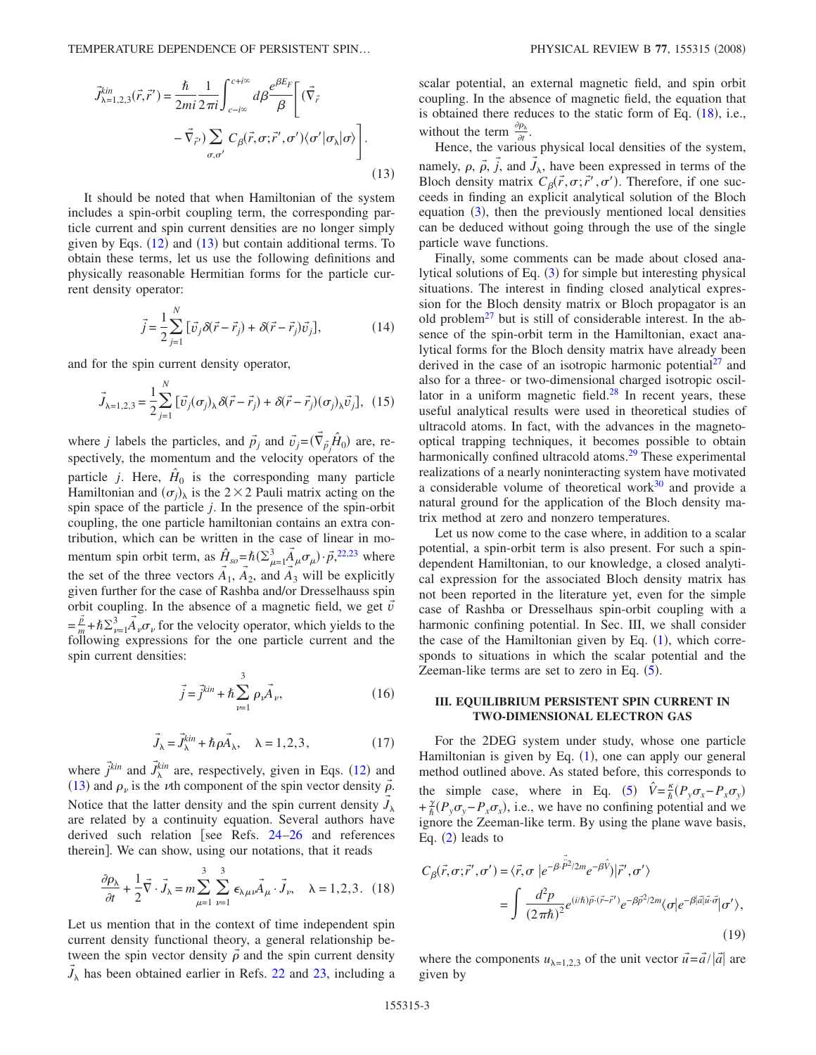$$\vec{J}^{kin}_{\lambda=1,2,3}(\vec{r},\vec{r}\,') = \frac{\hbar}{2mi}\frac{1}{2\pi i}\int_{c-i\infty}^{c+i\infty} d\beta \frac{e^{\beta E_F}}{\beta}\left[(\vec{\nabla}_{\vec{r}} - \vec{\nabla}_{\vec{r}\,'})\sum_{\sigma,\sigma'} C_\beta(\vec{r},\sigma;\vec{r}\,',\sigma')\langle\sigma'|\sigma_\lambda|\sigma\rangle\right]. \tag{13}$$

It should be noted that when Hamiltonian of the system includes a spin-orbit coupling term, the corresponding particle current and spin current densities are no longer simply given by Eqs. (12) and (13) but contain additional terms. To obtain these terms, let us use the following definitions and physically reasonable Hermitian forms for the particle current density operator:

$$\vec{j} = \frac{1}{2}\sum_{j=1}^{N}[\vec{v}_j\delta(\vec{r}-\vec{r}_j) + \delta(\vec{r}-\vec{r}_j)\vec{v}_j], \tag{14}$$

and for the spin current density operator,

$$\vec{J}_{\lambda=1,2,3} = \frac{1}{2}\sum_{j=1}^{N}[\vec{v}_j(\sigma_j)_\lambda\delta(\vec{r}-\vec{r}_j) + \delta(\vec{r}-\vec{r}_j)(\sigma_j)_\lambda\vec{v}_j], \tag{15}$$

where $j$ labels the particles, and $\vec{p}_j$ and $\vec{v}_j = (\vec{\nabla}_{\vec{p}_j}\hat{H}_0)$ are, respectively, the momentum and the velocity operators of the particle $j$. Here, $\hat{H}_0$ is the corresponding many particle Hamiltonian and $(\sigma_j)_\lambda$ is the $2\times 2$ Pauli matrix acting on the spin space of the particle $j$. In the presence of the spin-orbit coupling, the one particle hamiltonian contains an extra contribution, which can be written in the case of linear in momentum spin orbit term, as $\hat{H}_{so} = \hbar(\sum_{\mu=1}^{3}\vec{A}_\mu\sigma_\mu)\cdot\vec{p}$,[22,23] where the set of the three vectors $\vec{A}_1$, $\vec{A}_2$, and $\vec{A}_3$ will be explicitly given further for the case of Rashba and/or Dresselhauss spin orbit coupling. In the absence of a magnetic field, we get $\vec{v} = \frac{\vec{p}}{m} + \hbar\sum_{\nu=1}^{3}\vec{A}_\nu\sigma_\nu$ for the velocity operator, which yields to the following expressions for the one particle current and the spin current densities:

$$\vec{j} = \vec{j}^{kin} + \hbar\sum_{\nu=1}^{3}\rho_\nu\vec{A}_\nu, \tag{16}$$

$$\vec{J}_\lambda = \vec{J}^{kin}_\lambda + \hbar\rho\vec{A}_\lambda, \quad \lambda = 1,2,3, \tag{17}$$

where $\vec{j}^{kin}$ and $\vec{J}^{kin}_\lambda$ are, respectively, given in Eqs. (12) and (13) and $\rho_\nu$ is the $\nu$th component of the spin vector density $\vec{\rho}$. Notice that the latter density and the spin current density $\vec{J}_\lambda$ are related by a continuity equation. Several authors have derived such relation [see Refs. 24–26 and references therein]. We can show, using our notations, that it reads

$$\frac{\partial\rho_\lambda}{\partial t} + \frac{1}{2}\vec{\nabla}\cdot\vec{J}_\lambda = m\sum_{\mu=1}^{3}\sum_{\nu=1}^{3}\epsilon_{\lambda\mu\nu}\vec{A}_\mu\cdot\vec{J}_\nu, \quad \lambda = 1,2,3. \tag{18}$$

Let us mention that in the context of time independent spin current density functional theory, a general relationship between the spin vector density $\vec{\rho}$ and the spin current density $\vec{J}_\lambda$ has been obtained earlier in Refs. 22 and 23, including a scalar potential, an external magnetic field, and spin orbit coupling. In the absence of magnetic field, the equation that is obtained there reduces to the static form of Eq. (18), i.e., without the term $\frac{\partial\rho_\lambda}{\partial t}$.

Hence, the various physical local densities of the system, namely, $\rho$, $\vec{\rho}$, $\vec{j}$, and $\vec{J}_\lambda$, have been expressed in terms of the Bloch density matrix $C_\beta(\vec{r},\sigma;\vec{r}\,',\sigma')$. Therefore, if one succeeds in finding an explicit analytical solution of the Bloch equation (3), then the previously mentioned local densities can be deduced without going through the use of the single particle wave functions.

Finally, some comments can be made about closed analytical solutions of Eq. (3) for simple but interesting physical situations. The interest in finding closed analytical expression for the Bloch density matrix or Bloch propagator is an old problem[27] but is still of considerable interest. In the absence of the spin-orbit term in the Hamiltonian, exact analytical forms for the Bloch density matrix have already been derived in the case of an isotropic harmonic potential[27] and also for a three- or two-dimensional charged isotropic oscillator in a uniform magnetic field.[28] In recent years, these useful analytical results were used in theoretical studies of ultracold atoms. In fact, with the advances in the magneto-optical trapping techniques, it becomes possible to obtain harmonically confined ultracold atoms.[29] These experimental realizations of a nearly noninteracting system have motivated a considerable volume of theoretical work[30] and provide a natural ground for the application of the Bloch density matrix method at zero and nonzero temperatures.

Let us now come to the case where, in addition to a scalar potential, a spin-orbit term is also present. For such a spin-dependent Hamiltonian, to our knowledge, a closed analytical expression for the associated Bloch density matrix has not been reported in the literature yet, even for the simple case of Rashba or Dresselhaus spin-orbit coupling with a harmonic confining potential. In Sec. III, we shall consider the case of the Hamiltonian given by Eq. (1), which corresponds to situations in which the scalar potential and the Zeeman-like terms are set to zero in Eq. (5).

## III. EQUILIBRIUM PERSISTENT SPIN CURRENT IN TWO-DIMENSIONAL ELECTRON GAS

For the 2DEG system under study, whose one particle Hamiltonian is given by Eq. (1), one can apply our general method outlined above. As stated before, this corresponds to the simple case, where in Eq. (5) $\hat{V} = \frac{\kappa}{\hbar}(P_y\sigma_x - P_x\sigma_y) + \frac{\gamma}{\hbar}(P_y\sigma_y - P_x\sigma_x)$, i.e., we have no confining potential and we ignore the Zeeman-like term. By using the plane wave basis, Eq. (2) leads to

$$C_\beta(\vec{r},\sigma;\vec{r}\,',\sigma') = \langle\vec{r},\sigma|e^{-\beta\cdot\vec{\hat{P}}^2/2m}e^{-\beta\hat{V}}|\vec{r}\,',\sigma'\rangle = \int\frac{d^2p}{(2\pi\hbar)^2}e^{(i/\hbar)\vec{p}\cdot(\vec{r}-\vec{r}\,')}e^{-\beta\vec{p}^2/2m}\langle\sigma|e^{-\beta|\vec{a}|\vec{u}\cdot\vec{\sigma}}|\sigma'\rangle, \tag{19}$$

where the components $u_{\lambda=1,2,3}$ of the unit vector $\vec{u} = \vec{a}/|\vec{a}|$ are given by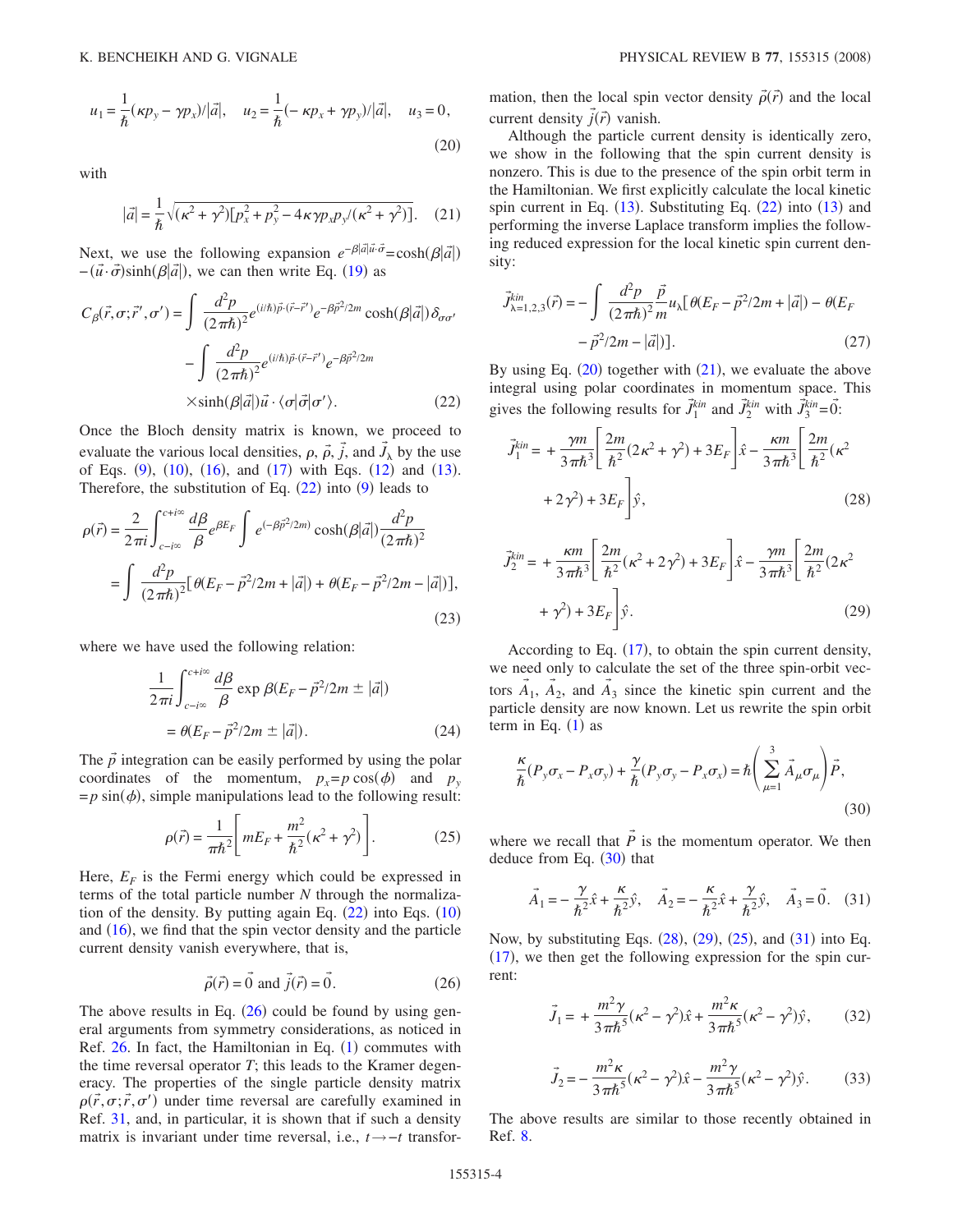$$u_1 = \frac{1}{\hbar}(\kappa p_y - \gamma p_x)/|\vec{a}|, \quad u_2 = \frac{1}{\hbar}(-\kappa p_x + \gamma p_y)/|\vec{a}|, \quad u_3 = 0, \tag{20}$$

with

$$|\vec{a}| = \frac{1}{\hbar}\sqrt{(\kappa^2+\gamma^2)[p_x^2 + p_y^2 - 4\kappa\gamma p_x p_y/(\kappa^2+\gamma^2)]}. \tag{21}$$

Next, we use the following expansion $e^{-\beta|\vec{a}|\vec{u}\cdot\vec{\sigma}} = \cosh(\beta|\vec{a}|) - (\vec{u}\cdot\vec{\sigma})\sinh(\beta|\vec{a}|)$, we can then write Eq. (19) as

$$\begin{aligned} C_\beta(\vec{r},\sigma;\vec{r}\,',\sigma') = &\int \frac{d^2p}{(2\pi\hbar)^2} e^{(i/\hbar)\vec{p}\cdot(\vec{r}-\vec{r}\,')} e^{-\beta\vec{p}^2/2m} \cosh(\beta|\vec{a}|)\delta_{\sigma\sigma'} \\ &- \int \frac{d^2p}{(2\pi\hbar)^2} e^{(i/\hbar)\vec{p}\cdot(\vec{r}-\vec{r}\,')} e^{-\beta\vec{p}^2/2m} \\ &\times \sinh(\beta|\vec{a}|)\vec{u}\cdot\langle\sigma|\vec{\sigma}|\sigma'\rangle. \end{aligned} \tag{22}$$

Once the Bloch density matrix is known, we proceed to evaluate the various local densities, $\rho$, $\vec{\rho}$, $\vec{j}$, and $\vec{J}_\lambda$ by the use of Eqs. (9), (10), (16), and (17) with Eqs. (12) and (13). Therefore, the substitution of Eq. (22) into (9) leads to

$$\begin{aligned} \rho(\vec{r}) &= \frac{2}{2\pi i}\int_{c-i\infty}^{c+i\infty} \frac{d\beta}{\beta} e^{\beta E_F} \int e^{(-\beta\vec{p}^2/2m)} \cosh(\beta|\vec{a}|)\frac{d^2p}{(2\pi\hbar)^2} \\ &= \int \frac{d^2p}{(2\pi\hbar)^2}[\theta(E_F - \vec{p}^2/2m + |\vec{a}|) + \theta(E_F - \vec{p}^2/2m - |\vec{a}|)], \end{aligned} \tag{23}$$

where we have used the following relation:

$$\begin{aligned} &\frac{1}{2\pi i}\int_{c-i\infty}^{c+i\infty} \frac{d\beta}{\beta} \exp \beta(E_F - \vec{p}^2/2m \pm |\vec{a}|) \\ &\quad = \theta(E_F - \vec{p}^2/2m \pm |\vec{a}|). \end{aligned} \tag{24}$$

The $\vec{p}$ integration can be easily performed by using the polar coordinates of the momentum, $p_x = p\cos(\phi)$ and $p_y = p\sin(\phi)$, simple manipulations lead to the following result:

$$\rho(\vec{r}) = \frac{1}{\pi\hbar^2}\left[mE_F + \frac{m^2}{\hbar^2}(\kappa^2+\gamma^2)\right]. \tag{25}$$

Here, $E_F$ is the Fermi energy which could be expressed in terms of the total particle number $N$ through the normalization of the density. By putting again Eq. (22) into Eqs. (10) and (16), we find that the spin vector density and the particle current density vanish everywhere, that is,

$$\vec{\rho}(\vec{r}) = \vec{0} \text{ and } \vec{j}(\vec{r}) = \vec{0}. \tag{26}$$

The above results in Eq. (26) could be found by using general arguments from symmetry considerations, as noticed in Ref. 26. In fact, the Hamiltonian in Eq. (1) commutes with the time reversal operator $T$; this leads to the Kramer degeneracy. The properties of the single particle density matrix $\rho(\vec{r},\sigma;\vec{r},\sigma')$ under time reversal are carefully examined in Ref. 31, and, in particular, it is shown that if such a density matrix is invariant under time reversal, i.e., $t\to -t$ transformation, then the local spin vector density $\vec{\rho}(\vec{r})$ and the local current density $\vec{j}(\vec{r})$ vanish.

Although the particle current density is identically zero, we show in the following that the spin current density is nonzero. This is due to the presence of the spin orbit term in the Hamiltonian. We first explicitly calculate the local kinetic spin current in Eq. (13). Substituting Eq. (22) into (13) and performing the inverse Laplace transform implies the following reduced expression for the local kinetic spin current density:

$$\begin{aligned} \vec{J}^{kin}_{\lambda=1,2,3}(\vec{r}) = -\int \frac{d^2p}{(2\pi\hbar)^2}\frac{\vec{p}}{m}u_\lambda[&\theta(E_F - \vec{p}^2/2m + |\vec{a}|) - \theta(E_F \\ &- \vec{p}^2/2m - |\vec{a}|)]. \end{aligned} \tag{27}$$

By using Eq. (20) together with (21), we evaluate the above integral using polar coordinates in momentum space. This gives the following results for $\vec{J}^{kin}_1$ and $\vec{J}^{kin}_2$ with $\vec{J}^{kin}_3 = \vec{0}$:

$$\begin{aligned} \vec{J}^{kin}_1 = &+\frac{\gamma m}{3\pi\hbar^3}\left[\frac{2m}{\hbar^2}(2\kappa^2+\gamma^2) + 3E_F\right]\hat{x} - \frac{\kappa m}{3\pi\hbar^3}\left[\frac{2m}{\hbar^2}(\kappa^2 \right. \\ &\left. + 2\gamma^2) + 3E_F\right]\hat{y}, \end{aligned} \tag{28}$$

$$\begin{aligned} \vec{J}^{kin}_2 = &+\frac{\kappa m}{3\pi\hbar^3}\left[\frac{2m}{\hbar^2}(\kappa^2+2\gamma^2) + 3E_F\right]\hat{x} - \frac{\gamma m}{3\pi\hbar^3}\left[\frac{2m}{\hbar^2}(2\kappa^2 \right. \\ &\left. + \gamma^2) + 3E_F\right]\hat{y}. \end{aligned} \tag{29}$$

According to Eq. (17), to obtain the spin current density, we need only to calculate the set of the three spin-orbit vectors $\vec{A}_1$, $\vec{A}_2$, and $\vec{A}_3$ since the kinetic spin current and the particle density are now known. Let us rewrite the spin orbit term in Eq. (1) as

$$\frac{\kappa}{\hbar}(P_y\sigma_x - P_x\sigma_y) + \frac{\gamma}{\hbar}(P_y\sigma_y - P_x\sigma_x) = \hbar\left(\sum_{\mu=1}^{3}\vec{A}_\mu\sigma_\mu\right)\vec{P}, \tag{30}$$

where we recall that $\vec{P}$ is the momentum operator. We then deduce from Eq. (30) that

$$\vec{A}_1 = -\frac{\gamma}{\hbar^2}\hat{x} + \frac{\kappa}{\hbar^2}\hat{y}, \quad \vec{A}_2 = -\frac{\kappa}{\hbar^2}\hat{x} + \frac{\gamma}{\hbar^2}\hat{y}, \quad \vec{A}_3 = \vec{0}. \tag{31}$$

Now, by substituting Eqs. (28), (29), (25), and (31) into Eq. (17), we then get the following expression for the spin current:

$$\vec{J}_1 = +\frac{m^2\gamma}{3\pi\hbar^5}(\kappa^2-\gamma^2)\hat{x} + \frac{m^2\kappa}{3\pi\hbar^5}(\kappa^2-\gamma^2)\hat{y}, \tag{32}$$

$$\vec{J}_2 = -\frac{m^2\kappa}{3\pi\hbar^5}(\kappa^2-\gamma^2)\hat{x} - \frac{m^2\gamma}{3\pi\hbar^5}(\kappa^2-\gamma^2)\hat{y}. \tag{33}$$

The above results are similar to those recently obtained in Ref. 8.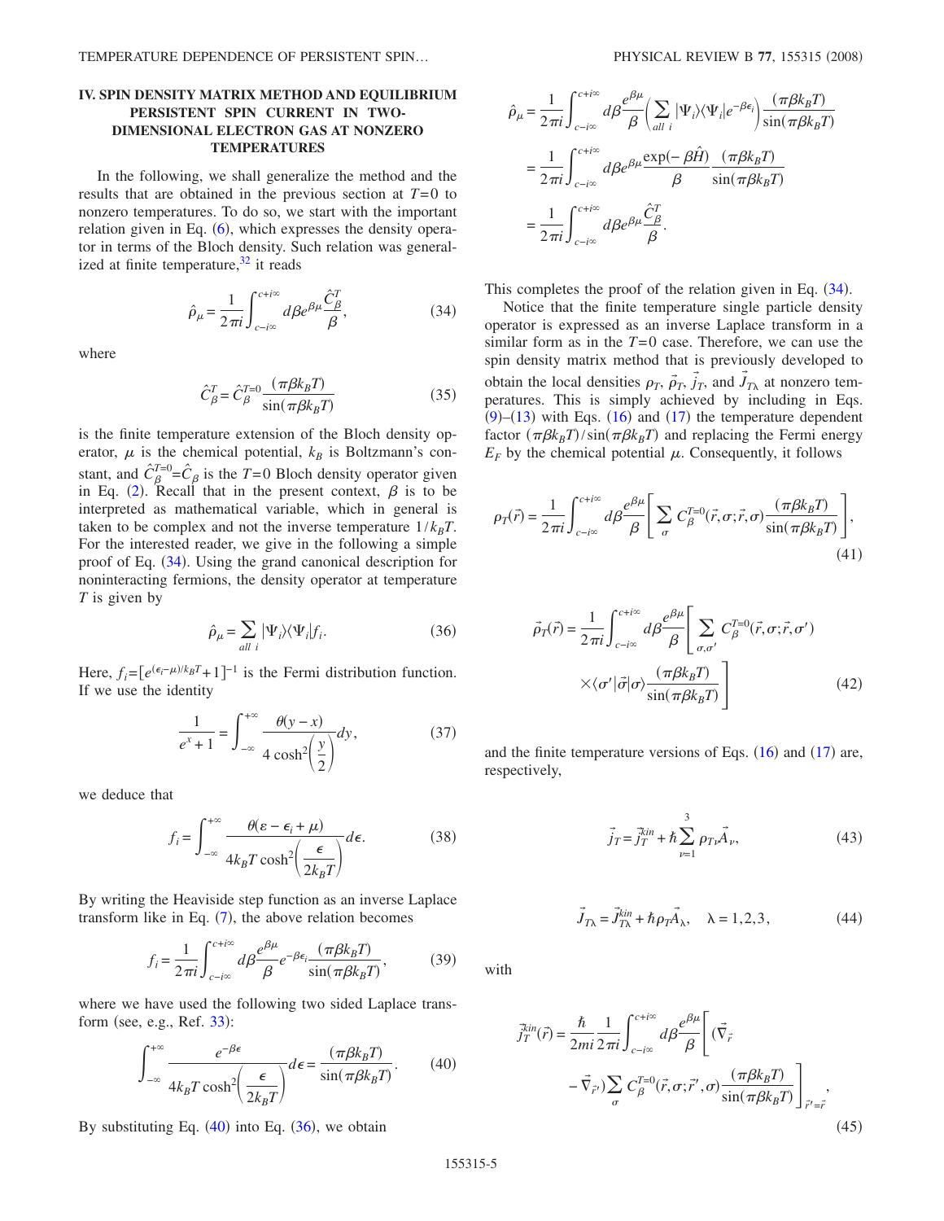## IV. SPIN DENSITY MATRIX METHOD AND EQUILIBRIUM PERSISTENT SPIN CURRENT IN TWO-DIMENSIONAL ELECTRON GAS AT NONZERO TEMPERATURES

In the following, we shall generalize the method and the results that are obtained in the previous section at $T=0$ to nonzero temperatures. To do so, we start with the important relation given in Eq. (6), which expresses the density operator in terms of the Bloch density. Such relation was generalized at finite temperature,[32] it reads

$$\hat{\rho}_\mu = \frac{1}{2\pi i}\int_{c-i\infty}^{c+i\infty} d\beta e^{\beta\mu}\frac{\hat{C}_\beta^T}{\beta}, \tag{34}$$

where

$$\hat{C}_\beta^T = \hat{C}_\beta^{T=0}\frac{(\pi\beta k_B T)}{\sin(\pi\beta k_B T)} \tag{35}$$

is the finite temperature extension of the Bloch density operator, $\mu$ is the chemical potential, $k_B$ is Boltzmann's constant, and $\hat{C}_\beta^{T=0}=\hat{C}_\beta$ is the $T=0$ Bloch density operator given in Eq. (2). Recall that in the present context, $\beta$ is to be interpreted as mathematical variable, which in general is taken to be complex and not the inverse temperature $1/k_B T$. For the interested reader, we give in the following a simple proof of Eq. (34). Using the grand canonical description for noninteracting fermions, the density operator at temperature $T$ is given by

$$\hat{\rho}_\mu = \sum_{all\ i} |\Psi_i\rangle\langle\Psi_i| f_i. \tag{36}$$

Here, $f_i = [e^{(\epsilon_i-\mu)/k_B T}+1]^{-1}$ is the Fermi distribution function. If we use the identity

$$\frac{1}{e^x+1} = \int_{-\infty}^{+\infty}\frac{\theta(y-x)}{4\cosh^2\left(\frac{y}{2}\right)}dy, \tag{37}$$

we deduce that

$$f_i = \int_{-\infty}^{+\infty}\frac{\theta(\varepsilon-\epsilon_i+\mu)}{4k_B T\cosh^2\left(\frac{\epsilon}{2k_B T}\right)}d\epsilon. \tag{38}$$

By writing the Heaviside step function as an inverse Laplace transform like in Eq. (7), the above relation becomes

$$f_i = \frac{1}{2\pi i}\int_{c-i\infty}^{c+i\infty} d\beta\frac{e^{\beta\mu}}{\beta}e^{-\beta\epsilon_i}\frac{(\pi\beta k_B T)}{\sin(\pi\beta k_B T)}, \tag{39}$$

where we have used the following two sided Laplace transform (see, e.g., Ref. 33):

$$\int_{-\infty}^{+\infty}\frac{e^{-\beta\epsilon}}{4k_B T\cosh^2\left(\frac{\epsilon}{2k_B T}\right)}d\epsilon = \frac{(\pi\beta k_B T)}{\sin(\pi\beta k_B T)}. \tag{40}$$

By substituting Eq. (40) into Eq. (36), we obtain

$$\begin{aligned}
\hat{\rho}_\mu &= \frac{1}{2\pi i}\int_{c-i\infty}^{c+i\infty} d\beta\frac{e^{\beta\mu}}{\beta}\left(\sum_{all\ i}|\Psi_i\rangle\langle\Psi_i|e^{-\beta\epsilon_i}\right)\frac{(\pi\beta k_B T)}{\sin(\pi\beta k_B T)} \\
&= \frac{1}{2\pi i}\int_{c-i\infty}^{c+i\infty} d\beta e^{\beta\mu}\frac{\exp(-\beta\hat{H})}{\beta}\frac{(\pi\beta k_B T)}{\sin(\pi\beta k_B T)} \\
&= \frac{1}{2\pi i}\int_{c-i\infty}^{c+i\infty} d\beta e^{\beta\mu}\frac{\hat{C}_\beta^T}{\beta}.
\end{aligned}$$

This completes the proof of the relation given in Eq. (34).

Notice that the finite temperature single particle density operator is expressed as an inverse Laplace transform in a similar form as in the $T=0$ case. Therefore, we can use the spin density matrix method that is previously developed to obtain the local densities $\rho_T$, $\vec{\rho}_T$, $\vec{j}_T$, and $\vec{J}_{T\lambda}$ at nonzero temperatures. This is simply achieved by including in Eqs. (9)–(13) with Eqs. (16) and (17) the temperature dependent factor $(\pi\beta k_B T)/\sin(\pi\beta k_B T)$ and replacing the Fermi energy $E_F$ by the chemical potential $\mu$. Consequently, it follows

$$\rho_T(\vec{r}) = \frac{1}{2\pi i}\int_{c-i\infty}^{c+i\infty} d\beta\frac{e^{\beta\mu}}{\beta}\left[\sum_\sigma C_\beta^{T=0}(\vec{r},\sigma;\vec{r},\sigma)\frac{(\pi\beta k_B T)}{\sin(\pi\beta k_B T)}\right], \tag{41}$$

$$\vec{\rho}_T(\vec{r}) = \frac{1}{2\pi i}\int_{c-i\infty}^{c+i\infty} d\beta\frac{e^{\beta\mu}}{\beta}\left[\sum_{\sigma,\sigma'} C_\beta^{T=0}(\vec{r},\sigma;\vec{r},\sigma')\times\langle\sigma'|\vec{\sigma}|\sigma\rangle\frac{(\pi\beta k_B T)}{\sin(\pi\beta k_B T)}\right] \tag{42}$$

and the finite temperature versions of Eqs. (16) and (17) are, respectively,

$$\vec{j}_T = \vec{j}_T^{kin} + \hbar\sum_{\nu=1}^{3}\rho_{T\nu}\vec{A}_\nu, \tag{43}$$

$$\vec{J}_{T\lambda} = \vec{J}_{T\lambda}^{kin} + \hbar\rho_T\vec{A}_\lambda, \quad \lambda=1,2,3, \tag{44}$$

with

$$\vec{j}_T^{kin}(\vec{r}) = \frac{\hbar}{2mi}\frac{1}{2\pi i}\int_{c-i\infty}^{c+i\infty} d\beta\frac{e^{\beta\mu}}{\beta}\left[(\vec{\nabla}_{\vec{r}} - \vec{\nabla}_{\vec{r}'})\sum_\sigma C_\beta^{T=0}(\vec{r},\sigma;\vec{r}',\sigma)\frac{(\pi\beta k_B T)}{\sin(\pi\beta k_B T)}\right]_{\vec{r}'=\vec{r}}, \tag{45}$$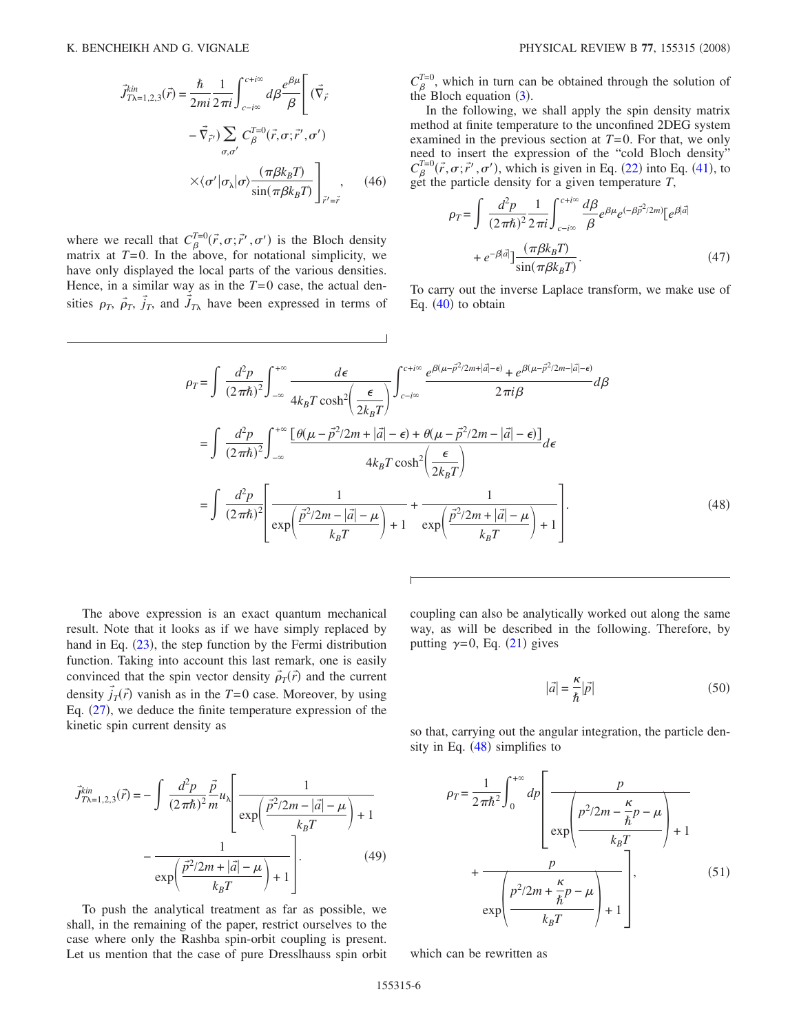$$\vec{J}^{kin}_{T\lambda=1,2,3}(\vec{r}) = \frac{\hbar}{2mi}\frac{1}{2\pi i}\int_{c-i\infty}^{c+i\infty} d\beta \frac{e^{\beta\mu}}{\beta}\Bigg[(\vec{\nabla}_{\vec{r}} - \vec{\nabla}_{\vec{r}'})\sum_{\sigma,\sigma'} C^{T=0}_{\beta}(\vec{r},\sigma;\vec{r}',\sigma') \times\langle\sigma'|\sigma_\lambda|\sigma\rangle\frac{(\pi\beta k_B T)}{\sin(\pi\beta k_B T)}\Bigg]_{\vec{r}'=\vec{r}}, \tag{46}$$

where we recall that $C^{T=0}_{\beta}(\vec{r},\sigma;\vec{r}',\sigma')$ is the Bloch density matrix at $T=0$. In the above, for notational simplicity, we have only displayed the local parts of the various densities. Hence, in a similar way as in the $T=0$ case, the actual densities $\rho_T$, $\vec{\rho}_T$, $\vec{j}_T$, and $\vec{J}_{T\lambda}$ have been expressed in terms of $C^{T=0}_{\beta}$, which in turn can be obtained through the solution of the Bloch equation (3).

In the following, we shall apply the spin density matrix method at finite temperature to the unconfined 2DEG system examined in the previous section at $T=0$. For that, we only need to insert the expression of the "cold Bloch density" $C^{T=0}_{\beta}(\vec{r},\sigma;\vec{r}',\sigma')$, which is given in Eq. (22) into Eq. (41), to get the particle density for a given temperature $T$,

$$\rho_T = \int \frac{d^2p}{(2\pi\hbar)^2}\frac{1}{2\pi i}\int_{c-i\infty}^{c+i\infty}\frac{d\beta}{\beta}e^{\beta\mu}e^{(-\beta\vec{p}^2/2m)}[e^{\beta|\vec{a}|} + e^{-\beta|\vec{a}|}]\frac{(\pi\beta k_B T)}{\sin(\pi\beta k_B T)}. \tag{47}$$

To carry out the inverse Laplace transform, we make use of Eq. (40) to obtain

$$\begin{aligned}
\rho_T &= \int \frac{d^2p}{(2\pi\hbar)^2}\int_{-\infty}^{+\infty}\frac{d\epsilon}{4k_BT\cosh^2\left(\frac{\epsilon}{2k_BT}\right)}\int_{c-i\infty}^{c+i\infty}\frac{e^{\beta(\mu-\vec{p}^2/2m+|\vec{a}|-\epsilon)} + e^{\beta(\mu-\vec{p}^2/2m-|\vec{a}|-\epsilon)}}{2\pi i\beta}d\beta \\
&= \int \frac{d^2p}{(2\pi\hbar)^2}\int_{-\infty}^{+\infty}\frac{[\theta(\mu-\vec{p}^2/2m+|\vec{a}|-\epsilon)+\theta(\mu-\vec{p}^2/2m-|\vec{a}|-\epsilon)]}{4k_BT\cosh^2\left(\frac{\epsilon}{2k_BT}\right)}d\epsilon \\
&= \int \frac{d^2p}{(2\pi\hbar)^2}\left[\frac{1}{\exp\left(\frac{\vec{p}^2/2m-|\vec{a}|-\mu}{k_BT}\right)+1} + \frac{1}{\exp\left(\frac{\vec{p}^2/2m+|\vec{a}|-\mu}{k_BT}\right)+1}\right].
\end{aligned} \tag{48}$$

The above expression is an exact quantum mechanical result. Note that it looks as if we have simply replaced by hand in Eq. (23), the step function by the Fermi distribution function. Taking into account this last remark, one is easily convinced that the spin vector density $\vec{\rho}_T(\vec{r})$ and the current density $\vec{j}_T(\vec{r})$ vanish as in the $T=0$ case. Moreover, by using Eq. (27), we deduce the finite temperature expression of the kinetic spin current density as

$$\vec{J}^{kin}_{T\lambda=1,2,3}(\vec{r}) = -\int \frac{d^2p}{(2\pi\hbar)^2}\frac{\vec{p}}{m}u_\lambda\left[\frac{1}{\exp\left(\frac{\vec{p}^2/2m-|\vec{a}|-\mu}{k_BT}\right)+1} - \frac{1}{\exp\left(\frac{\vec{p}^2/2m+|\vec{a}|-\mu}{k_BT}\right)+1}\right]. \tag{49}$$

To push the analytical treatment as far as possible, we shall, in the remaining of the paper, restrict ourselves to the case where only the Rashba spin-orbit coupling is present. Let us mention that the case of pure Dresslhauss spin orbit coupling can also be analytically worked out along the same way, as will be described in the following. Therefore, by putting $\gamma=0$, Eq. (21) gives

$$|\vec{a}| = \frac{\kappa}{\hbar}|\vec{p}| \tag{50}$$

so that, carrying out the angular integration, the particle density in Eq. (48) simplifies to

$$\rho_T = \frac{1}{2\pi\hbar^2}\int_0^{+\infty}dp\left[\frac{p}{\exp\left(\frac{p^2/2m-\frac{\kappa}{\hbar}p-\mu}{k_BT}\right)+1} + \frac{p}{\exp\left(\frac{p^2/2m+\frac{\kappa}{\hbar}p-\mu}{k_BT}\right)+1}\right], \tag{51}$$

which can be rewritten as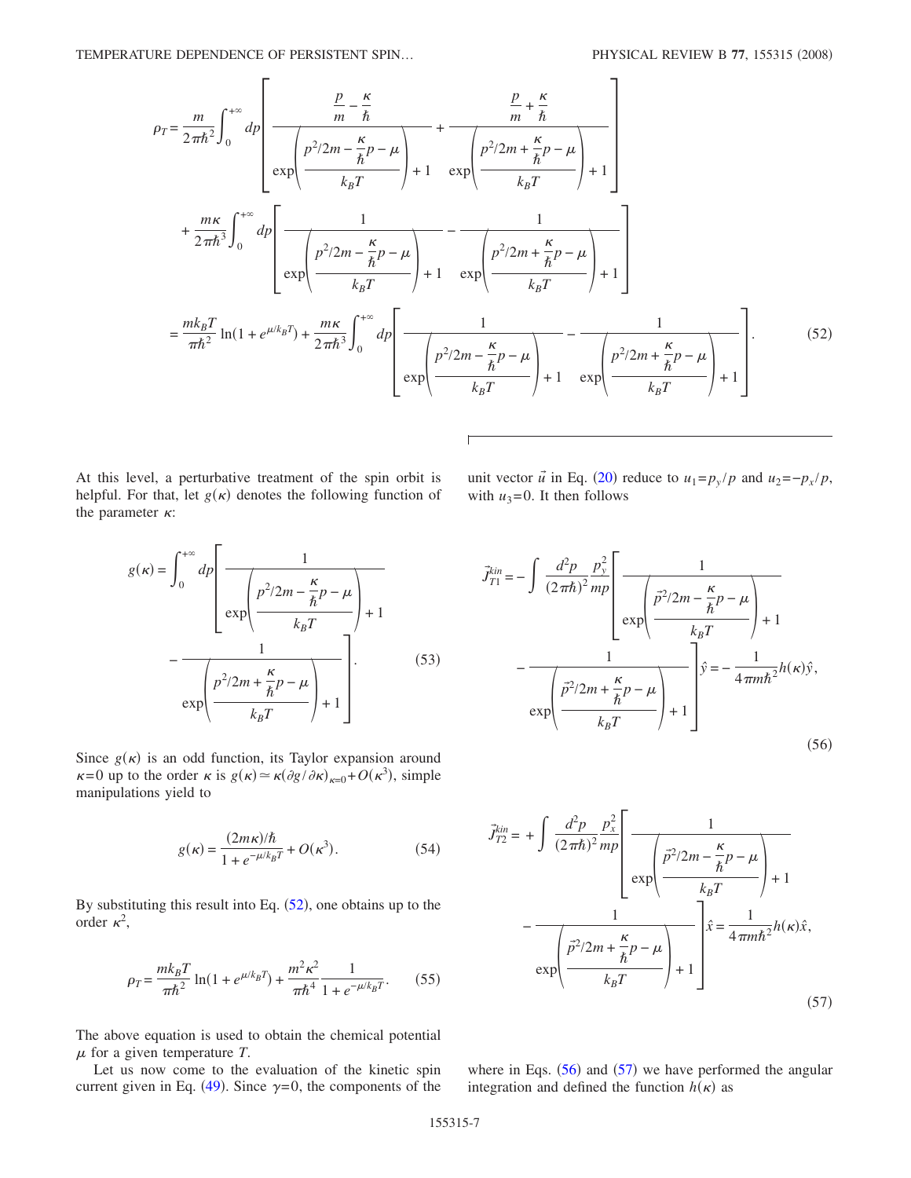$$\rho_T = \frac{m}{2\pi\hbar^2}\int_0^{+\infty} dp \left[ \frac{\frac{p}{m} - \frac{\kappa}{\hbar}}{\exp\left(\frac{p^2/2m - \frac{\kappa}{\hbar}p - \mu}{k_B T}\right) + 1} + \frac{\frac{p}{m} + \frac{\kappa}{\hbar}}{\exp\left(\frac{p^2/2m + \frac{\kappa}{\hbar}p - \mu}{k_B T}\right) + 1} \right]$$

$$+ \frac{m\kappa}{2\pi\hbar^3}\int_0^{+\infty} dp \left[ \frac{1}{\exp\left(\frac{p^2/2m - \frac{\kappa}{\hbar}p - \mu}{k_B T}\right) + 1} - \frac{1}{\exp\left(\frac{p^2/2m + \frac{\kappa}{\hbar}p - \mu}{k_B T}\right) + 1} \right]$$

$$= \frac{mk_B T}{\pi\hbar^2}\ln(1 + e^{\mu/k_B T}) + \frac{m\kappa}{2\pi\hbar^3}\int_0^{+\infty} dp \left[ \frac{1}{\exp\left(\frac{p^2/2m - \frac{\kappa}{\hbar}p - \mu}{k_B T}\right) + 1} - \frac{1}{\exp\left(\frac{p^2/2m + \frac{\kappa}{\hbar}p - \mu}{k_B T}\right) + 1} \right]. \quad (52)$$

At this level, a perturbative treatment of the spin orbit is helpful. For that, let $g(\kappa)$ denotes the following function of the parameter $\kappa$:

$$g(\kappa) = \int_0^{+\infty} dp \left[ \frac{1}{\exp\left(\frac{p^2/2m - \frac{\kappa}{\hbar}p - \mu}{k_B T}\right) + 1} - \frac{1}{\exp\left(\frac{p^2/2m + \frac{\kappa}{\hbar}p - \mu}{k_B T}\right) + 1} \right]. \quad (53)$$

Since $g(\kappa)$ is an odd function, its Taylor expansion around $\kappa=0$ up to the order $\kappa$ is $g(\kappa) \simeq \kappa(\partial g/\partial\kappa)_{\kappa=0} + O(\kappa^3)$, simple manipulations yield to

$$g(\kappa) = \frac{(2m\kappa)/\hbar}{1 + e^{-\mu/k_B T}} + O(\kappa^3). \quad (54)$$

By substituting this result into Eq. (52), one obtains up to the order $\kappa^2$,

$$\rho_T = \frac{mk_B T}{\pi\hbar^2}\ln(1 + e^{\mu/k_B T}) + \frac{m^2\kappa^2}{\pi\hbar^4}\frac{1}{1 + e^{-\mu/k_B T}}. \quad (55)$$

The above equation is used to obtain the chemical potential $\mu$ for a given temperature $T$.

Let us now come to the evaluation of the kinetic spin current given in Eq. (49). Since $\gamma=0$, the components of the unit vector $\vec{u}$ in Eq. (20) reduce to $u_1 = p_y/p$ and $u_2 = -p_x/p$, with $u_3=0$. It then follows

$$\vec{J}_{T1}^{kin} = -\int \frac{d^2p}{(2\pi\hbar)^2}\frac{p_y^2}{mp}\left[ \frac{1}{\exp\left(\frac{\vec{p}^2/2m - \frac{\kappa}{\hbar}p - \mu}{k_B T}\right) + 1} - \frac{1}{\exp\left(\frac{\vec{p}^2/2m + \frac{\kappa}{\hbar}p - \mu}{k_B T}\right) + 1} \right]\hat{y} = -\frac{1}{4\pi m\hbar^2}h(\kappa)\hat{y}, \quad (56)$$

$$\vec{J}_{T2}^{kin} = +\int \frac{d^2p}{(2\pi\hbar)^2}\frac{p_x^2}{mp}\left[ \frac{1}{\exp\left(\frac{\vec{p}^2/2m - \frac{\kappa}{\hbar}p - \mu}{k_B T}\right) + 1} - \frac{1}{\exp\left(\frac{\vec{p}^2/2m + \frac{\kappa}{\hbar}p - \mu}{k_B T}\right) + 1} \right]\hat{x} = \frac{1}{4\pi m\hbar^2}h(\kappa)\hat{x}, \quad (57)$$

where in Eqs. (56) and (57) we have performed the angular integration and defined the function $h(\kappa)$ as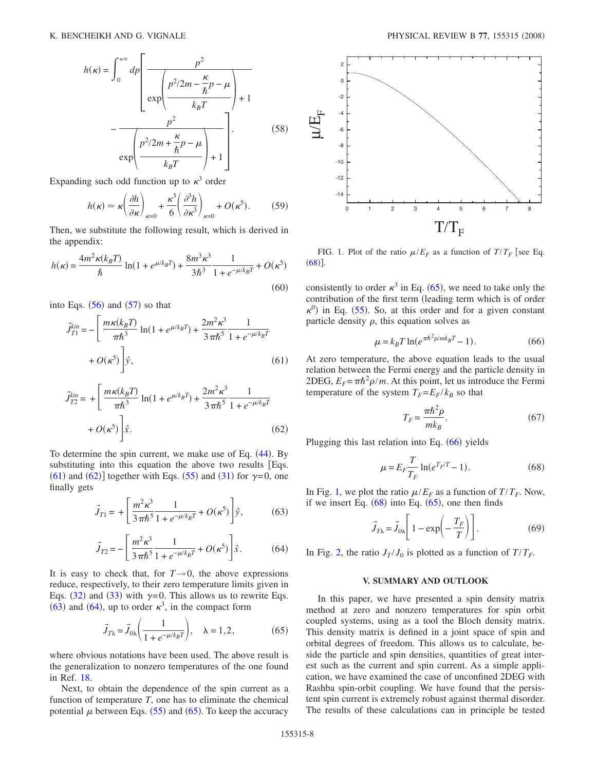$$h(\kappa) = \int_0^{+\infty} dp \left[ \frac{p^2}{\exp\left(\dfrac{p^2/2m - \dfrac{\kappa}{\hbar}p - \mu}{k_B T}\right) + 1} - \frac{p^2}{\exp\left(\dfrac{p^2/2m + \dfrac{\kappa}{\hbar}p - \mu}{k_B T}\right) + 1} \right]. \tag{58}$$

Expanding such odd function up to $\kappa^3$ order

$$h(\kappa) \simeq \kappa \left(\frac{\partial h}{\partial \kappa}\right)_{\kappa=0} + \frac{\kappa^3}{6}\left(\frac{\partial^3 h}{\partial \kappa^3}\right)_{\kappa=0} + O(\kappa^5). \tag{59}$$

Then, we substitute the following result, which is derived in the appendix:

$$h(\kappa) = \frac{4m^2\kappa(k_B T)}{\hbar} \ln(1 + e^{\mu/k_B T}) + \frac{8m^3\kappa^3}{3\hbar^3} \frac{1}{1 + e^{-\mu/k_B T}} + O(\kappa^5) \tag{60}$$

into Eqs. (56) and (57) so that

$$\vec{J}_{T1}^{kin} = -\left[ \frac{m\kappa(k_B T)}{\pi\hbar^3} \ln(1 + e^{\mu/k_B T}) + \frac{2m^2\kappa^3}{3\pi\hbar^5} \frac{1}{1 + e^{-\mu/k_B T}} + O(\kappa^5) \right] \hat{y}, \tag{61}$$

$$\vec{J}_{T2}^{kin} = +\left[ \frac{m\kappa(k_B T)}{\pi\hbar^3} \ln(1 + e^{\mu/k_B T}) + \frac{2m^2\kappa^3}{3\pi\hbar^5} \frac{1}{1 + e^{-\mu/k_B T}} + O(\kappa^5) \right] \hat{x}. \tag{62}$$

To determine the spin current, we make use of Eq. (44). By substituting into this equation the above two results [Eqs. (61) and (62)] together with Eqs. (55) and (31) for $\gamma=0$, one finally gets

$$\vec{J}_{T1} = +\left[ \frac{m^2\kappa^3}{3\pi\hbar^5} \frac{1}{1 + e^{-\mu/k_B T}} + O(\kappa^5) \right] \hat{y}, \tag{63}$$

$$\vec{J}_{T2} = -\left[ \frac{m^2\kappa^3}{3\pi\hbar^5} \frac{1}{1 + e^{-\mu/k_B T}} + O(\kappa^5) \right] \hat{x}. \tag{64}$$

It is easy to check that, for $T \to 0$, the above expressions reduce, respectively, to their zero temperature limits given in Eqs. (32) and (33) with $\gamma=0$. This allows us to rewrite Eqs. (63) and (64), up to order $\kappa^3$, in the compact form

$$\vec{J}_{T\lambda} = \vec{J}_{0\lambda}\left(\frac{1}{1 + e^{-\mu/k_B T}}\right), \quad \lambda = 1,2, \tag{65}$$

where obvious notations have been used. The above result is the generalization to nonzero temperatures of the one found in Ref. 18.

Next, to obtain the dependence of the spin current as a function of temperature $T$, one has to eliminate the chemical potential $\mu$ between Eqs. (55) and (65). To keep the accuracy consistently to order $\kappa^3$ in Eq. (65), we need to take only the contribution of the first term (leading term which is of order $\kappa^0$) in Eq. (55). So, at this order and for a given constant particle density $\rho$, this equation solves as

$$\mu = k_B T \ln(e^{\pi\hbar^2\rho/mk_B T} - 1). \tag{66}$$

At zero temperature, the above equation leads to the usual relation between the Fermi energy and the particle density in 2DEG, $E_F = \pi\hbar^2\rho/m$. At this point, let us introduce the Fermi temperature of the system $T_F = E_F/k_B$ so that

$$T_F = \frac{\pi\hbar^2\rho}{mk_B}. \tag{67}$$

Plugging this last relation into Eq. (66) yields

$$\mu = E_F \frac{T}{T_F} \ln(e^{T_F/T} - 1). \tag{68}$$

FIG. 1. Plot of the ratio $\mu/E_F$ as a function of $T/T_F$ [see Eq. (68)].

In Fig. 1, we plot the ratio $\mu/E_F$ as a function of $T/T_F$. Now, if we insert Eq. (68) into Eq. (65), one then finds

$$\vec{J}_{T\lambda} = \vec{J}_{0\lambda}\left[1 - \exp\left(-\frac{T_F}{T}\right)\right]. \tag{69}$$

In Fig. 2, the ratio $J_T/J_0$ is plotted as a function of $T/T_F$.

## V. SUMMARY AND OUTLOOK

In this paper, we have presented a spin density matrix method at zero and nonzero temperatures for spin orbit coupled systems, using as a tool the Bloch density matrix. This density matrix is defined in a joint space of spin and orbital degrees of freedom. This allows us to calculate, beside the particle and spin densities, quantities of great interest such as the current and spin current. As a simple application, we have examined the case of unconfined 2DEG with Rashba spin-orbit coupling. We have found that the persistent spin current is extremely robust against thermal disorder. The results of these calculations can in principle be tested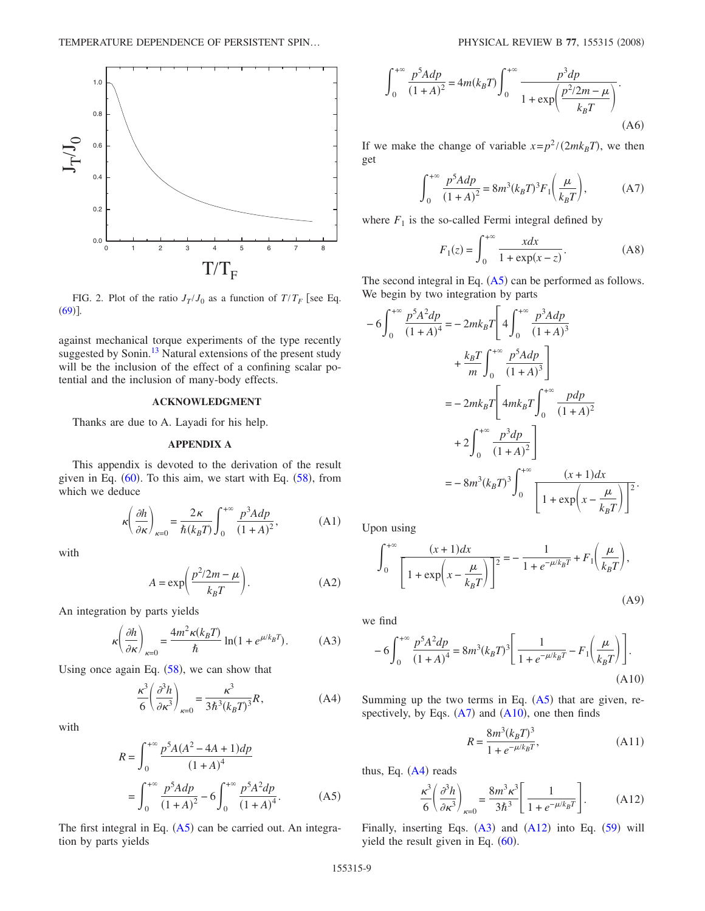FIG. 2. Plot of the ratio $J_T/J_0$ as a function of $T/T_F$ [see Eq. (69)].

against mechanical torque experiments of the type recently suggested by Sonin.[13] Natural extensions of the present study will be the inclusion of the effect of a confining scalar potential and the inclusion of many-body effects.

## ACKNOWLEDGMENT

Thanks are due to A. Layadi for his help.

## APPENDIX A

This appendix is devoted to the derivation of the result given in Eq. (60). To this aim, we start with Eq. (58), from which we deduce

$$\kappa\left(\frac{\partial h}{\partial \kappa}\right)_{\kappa=0} = \frac{2\kappa}{\hbar(k_BT)}\int_0^{+\infty}\frac{p^3 A dp}{(1+A)^2}, \qquad \text{(A1)}$$

with

$$A = \exp\left(\frac{p^2/2m-\mu}{k_BT}\right). \qquad \text{(A2)}$$

An integration by parts yields

$$\kappa\left(\frac{\partial h}{\partial \kappa}\right)_{\kappa=0} = \frac{4m^2\kappa(k_BT)}{\hbar}\ln(1+e^{\mu/k_BT}). \qquad \text{(A3)}$$

Using once again Eq. (58), we can show that

$$\frac{\kappa^3}{6}\left(\frac{\partial^3 h}{\partial \kappa^3}\right)_{\kappa=0} = \frac{\kappa^3}{3\hbar^3(k_BT)^3}R, \qquad \text{(A4)}$$

with

$$R = \int_0^{+\infty}\frac{p^5 A(A^2-4A+1)dp}{(1+A)^4} = \int_0^{+\infty}\frac{p^5 A dp}{(1+A)^2} - 6\int_0^{+\infty}\frac{p^5 A^2 dp}{(1+A)^4}. \qquad \text{(A5)}$$

The first integral in Eq. (A5) can be carried out. An integration by parts yields

$$\int_0^{+\infty}\frac{p^5 A dp}{(1+A)^2} = 4m(k_BT)\int_0^{+\infty}\frac{p^3 dp}{1+\exp\left(\frac{p^2/2m-\mu}{k_BT}\right)}. \qquad \text{(A6)}$$

If we make the change of variable $x=p^2/(2mk_BT)$, we then get

$$\int_0^{+\infty}\frac{p^5 A dp}{(1+A)^2} = 8m^3(k_BT)^3 F_1\left(\frac{\mu}{k_BT}\right), \qquad \text{(A7)}$$

where $F_1$ is the so-called Fermi integral defined by

$$F_1(z) = \int_0^{+\infty}\frac{x dx}{1+\exp(x-z)}. \qquad \text{(A8)}$$

The second integral in Eq. (A5) can be performed as follows. We begin by two integration by parts

$$\begin{aligned}-6\int_0^{+\infty}\frac{p^5 A^2 dp}{(1+A)^4} &= -2mk_BT\left[4\int_0^{+\infty}\frac{p^3 A dp}{(1+A)^3} + \frac{k_BT}{m}\int_0^{+\infty}\frac{p^5 A dp}{(1+A)^3}\right] \\ &= -2mk_BT\left[4mk_BT\int_0^{+\infty}\frac{p dp}{(1+A)^2} + 2\int_0^{+\infty}\frac{p^3 dp}{(1+A)^2}\right] \\ &= -8m^3(k_BT)^3\int_0^{+\infty}\frac{(x+1)dx}{\left[1+\exp\left(x-\frac{\mu}{k_BT}\right)\right]^2}.\end{aligned}$$

Upon using

$$\int_0^{+\infty}\frac{(x+1)dx}{\left[1+\exp\left(x-\frac{\mu}{k_BT}\right)\right]^2} = -\frac{1}{1+e^{-\mu/k_BT}} + F_1\left(\frac{\mu}{k_BT}\right), \qquad \text{(A9)}$$

we find

$$-6\int_0^{+\infty}\frac{p^5 A^2 dp}{(1+A)^4} = 8m^3(k_BT)^3\left[\frac{1}{1+e^{-\mu/k_BT}} - F_1\left(\frac{\mu}{k_BT}\right)\right]. \qquad \text{(A10)}$$

Summing up the two terms in Eq. (A5) that are given, respectively, by Eqs. (A7) and (A10), one then finds

$$R = \frac{8m^3(k_BT)^3}{1+e^{-\mu/k_BT}}, \qquad \text{(A11)}$$

thus, Eq. (A4) reads

$$\frac{\kappa^3}{6}\left(\frac{\partial^3 h}{\partial \kappa^3}\right)_{\kappa=0} = \frac{8m^3\kappa^3}{3\hbar^3}\left[\frac{1}{1+e^{-\mu/k_BT}}\right]. \qquad \text{(A12)}$$

Finally, inserting Eqs. (A3) and (A12) into Eq. (59) will yield the result given in Eq. (60).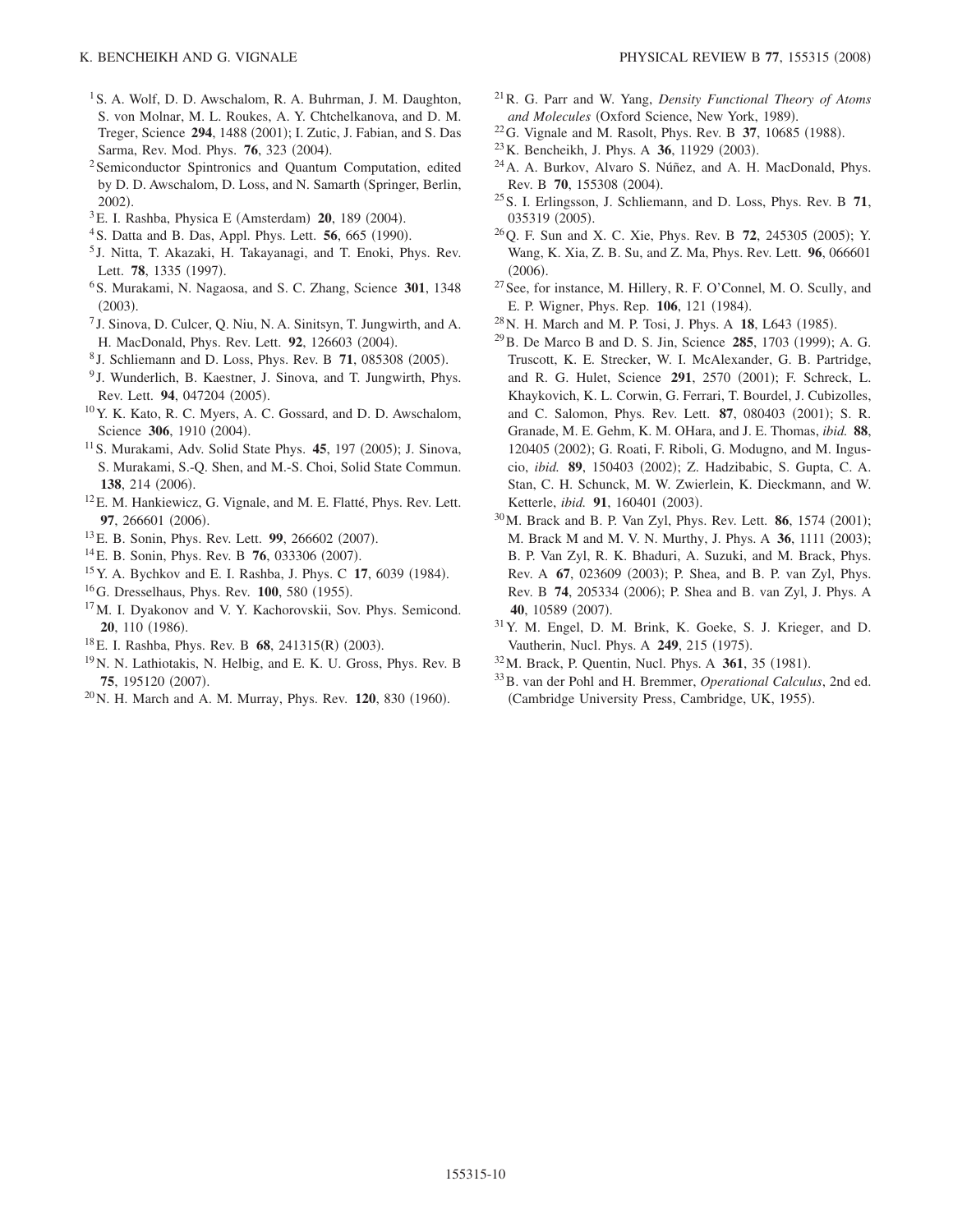[1] S. A. Wolf, D. D. Awschalom, R. A. Buhrman, J. M. Daughton, S. von Molnar, M. L. Roukes, A. Y. Chtchelkanova, and D. M. Treger, Science **294**, 1488 (2001); I. Zutic, J. Fabian, and S. Das Sarma, Rev. Mod. Phys. **76**, 323 (2004).

[2] Semiconductor Spintronics and Quantum Computation, edited by D. D. Awschalom, D. Loss, and N. Samarth (Springer, Berlin, 2002).

[3] E. I. Rashba, Physica E (Amsterdam) **20**, 189 (2004).

[4] S. Datta and B. Das, Appl. Phys. Lett. **56**, 665 (1990).

[5] J. Nitta, T. Akazaki, H. Takayanagi, and T. Enoki, Phys. Rev. Lett. **78**, 1335 (1997).

[6] S. Murakami, N. Nagaosa, and S. C. Zhang, Science **301**, 1348 (2003).

[7] J. Sinova, D. Culcer, Q. Niu, N. A. Sinitsyn, T. Jungwirth, and A. H. MacDonald, Phys. Rev. Lett. **92**, 126603 (2004).

[8] J. Schliemann and D. Loss, Phys. Rev. B **71**, 085308 (2005).

[9] J. Wunderlich, B. Kaestner, J. Sinova, and T. Jungwirth, Phys. Rev. Lett. **94**, 047204 (2005).

[10] Y. K. Kato, R. C. Myers, A. C. Gossard, and D. D. Awschalom, Science **306**, 1910 (2004).

[11] S. Murakami, Adv. Solid State Phys. **45**, 197 (2005); J. Sinova, S. Murakami, S.-Q. Shen, and M.-S. Choi, Solid State Commun. **138**, 214 (2006).

[12] E. M. Hankiewicz, G. Vignale, and M. E. Flatté, Phys. Rev. Lett. **97**, 266601 (2006).

[13] E. B. Sonin, Phys. Rev. Lett. **99**, 266602 (2007).

[14] E. B. Sonin, Phys. Rev. B **76**, 033306 (2007).

[15] Y. A. Bychkov and E. I. Rashba, J. Phys. C **17**, 6039 (1984).

[16] G. Dresselhaus, Phys. Rev. **100**, 580 (1955).

[17] M. I. Dyakonov and V. Y. Kachorovskii, Sov. Phys. Semicond. **20**, 110 (1986).

[18] E. I. Rashba, Phys. Rev. B **68**, 241315(R) (2003).

[19] N. N. Lathiotakis, N. Helbig, and E. K. U. Gross, Phys. Rev. B **75**, 195120 (2007).

[20] N. H. March and A. M. Murray, Phys. Rev. **120**, 830 (1960).

[21] R. G. Parr and W. Yang, *Density Functional Theory of Atoms and Molecules* (Oxford Science, New York, 1989).

[22] G. Vignale and M. Rasolt, Phys. Rev. B **37**, 10685 (1988).

[23] K. Bencheikh, J. Phys. A **36**, 11929 (2003).

[24] A. A. Burkov, Alvaro S. Núñez, and A. H. MacDonald, Phys. Rev. B **70**, 155308 (2004).

[25] S. I. Erlingsson, J. Schliemann, and D. Loss, Phys. Rev. B **71**, 035319 (2005).

[26] Q. F. Sun and X. C. Xie, Phys. Rev. B **72**, 245305 (2005); Y. Wang, K. Xia, Z. B. Su, and Z. Ma, Phys. Rev. Lett. **96**, 066601 (2006).

[27] See, for instance, M. Hillery, R. F. O'Connel, M. O. Scully, and E. P. Wigner, Phys. Rep. **106**, 121 (1984).

[28] N. H. March and M. P. Tosi, J. Phys. A **18**, L643 (1985).

[29] B. De Marco B and D. S. Jin, Science **285**, 1703 (1999); A. G. Truscott, K. E. Strecker, W. I. McAlexander, G. B. Partridge, and R. G. Hulet, Science **291**, 2570 (2001); F. Schreck, L. Khaykovich, K. L. Corwin, G. Ferrari, T. Bourdel, J. Cubizolles, and C. Salomon, Phys. Rev. Lett. **87**, 080403 (2001); S. R. Granade, M. E. Gehm, K. M. OHara, and J. E. Thomas, *ibid.* **88**, 120405 (2002); G. Roati, F. Riboli, G. Modugno, and M. Inguscio, *ibid.* **89**, 150403 (2002); Z. Hadzibabic, S. Gupta, C. A. Stan, C. H. Schunck, M. W. Zwierlein, K. Dieckmann, and W. Ketterle, *ibid.* **91**, 160401 (2003).

[30] M. Brack and B. P. Van Zyl, Phys. Rev. Lett. **86**, 1574 (2001); M. Brack M and M. V. N. Murthy, J. Phys. A **36**, 1111 (2003); B. P. Van Zyl, R. K. Bhaduri, A. Suzuki, and M. Brack, Phys. Rev. A **67**, 023609 (2003); P. Shea, and B. P. van Zyl, Phys. Rev. B **74**, 205334 (2006); P. Shea and B. van Zyl, J. Phys. A **40**, 10589 (2007).

[31] Y. M. Engel, D. M. Brink, K. Goeke, S. J. Krieger, and D. Vautherin, Nucl. Phys. A **249**, 215 (1975).

[32] M. Brack, P. Quentin, Nucl. Phys. A **361**, 35 (1981).

[33] B. van der Pohl and H. Bremmer, *Operational Calculus*, 2nd ed. (Cambridge University Press, Cambridge, UK, 1955).